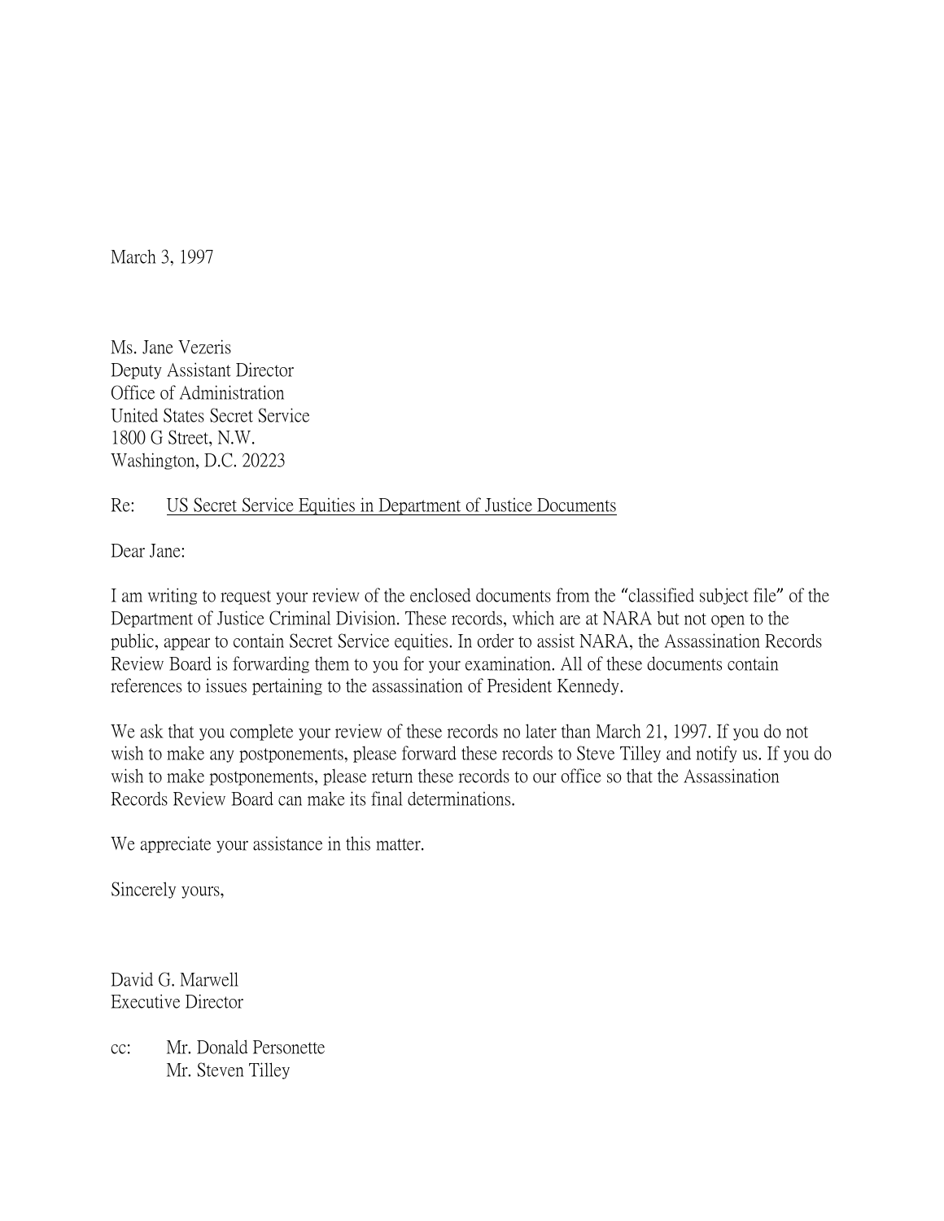March 3, 1997

Ms. Jane Vezeris
Deputy Assistant Director
Office of Administration
United States Secret Service
1800 G Street, N.W.
Washington, D.C. 20223

Re: <u>US Secret Service Equities in Department of Justice Documents</u>

Dear Jane:

I am writing to request your review of the enclosed documents from the "classified subject file" of the Department of Justice Criminal Division. These records, which are at NARA but not open to the public, appear to contain Secret Service equities. In order to assist NARA, the Assassination Records Review Board is forwarding them to you for your examination. All of these documents contain references to issues pertaining to the assassination of President Kennedy.

We ask that you complete your review of these records no later than March 21, 1997. If you do not wish to make any postponements, please forward these records to Steve Tilley and notify us. If you do wish to make postponements, please return these records to our office so that the Assassination Records Review Board can make its final determinations.

We appreciate your assistance in this matter.

Sincerely yours,

David G. Marwell
Executive Director

cc: Mr. Donald Personette
Mr. Steven Tilley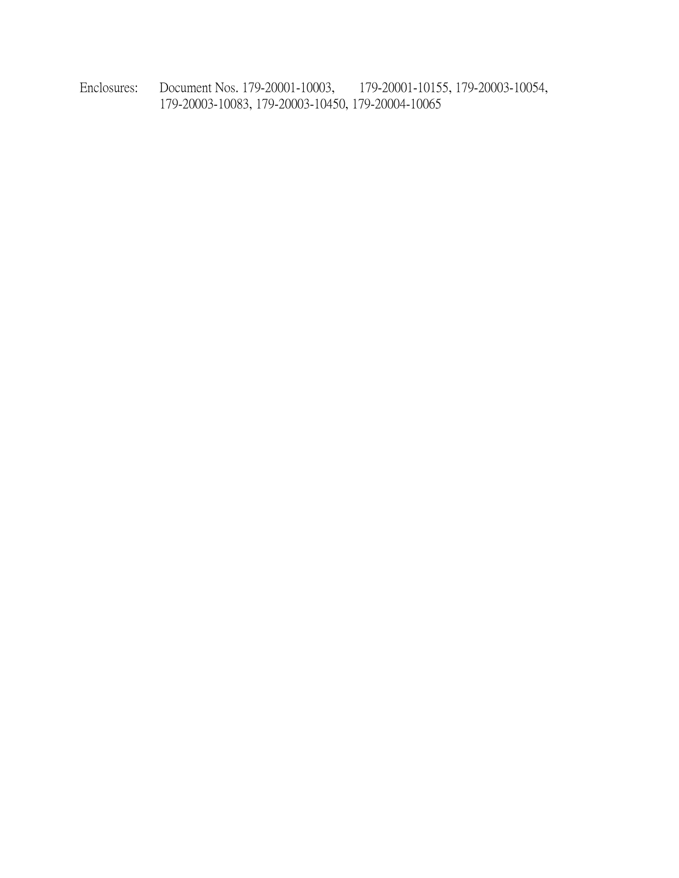Enclosures: Document Nos. 179-20001-10003, 179-20001-10155, 179-20003-10054, 179-20003-10083, 179-20003-10450, 179-20004-10065